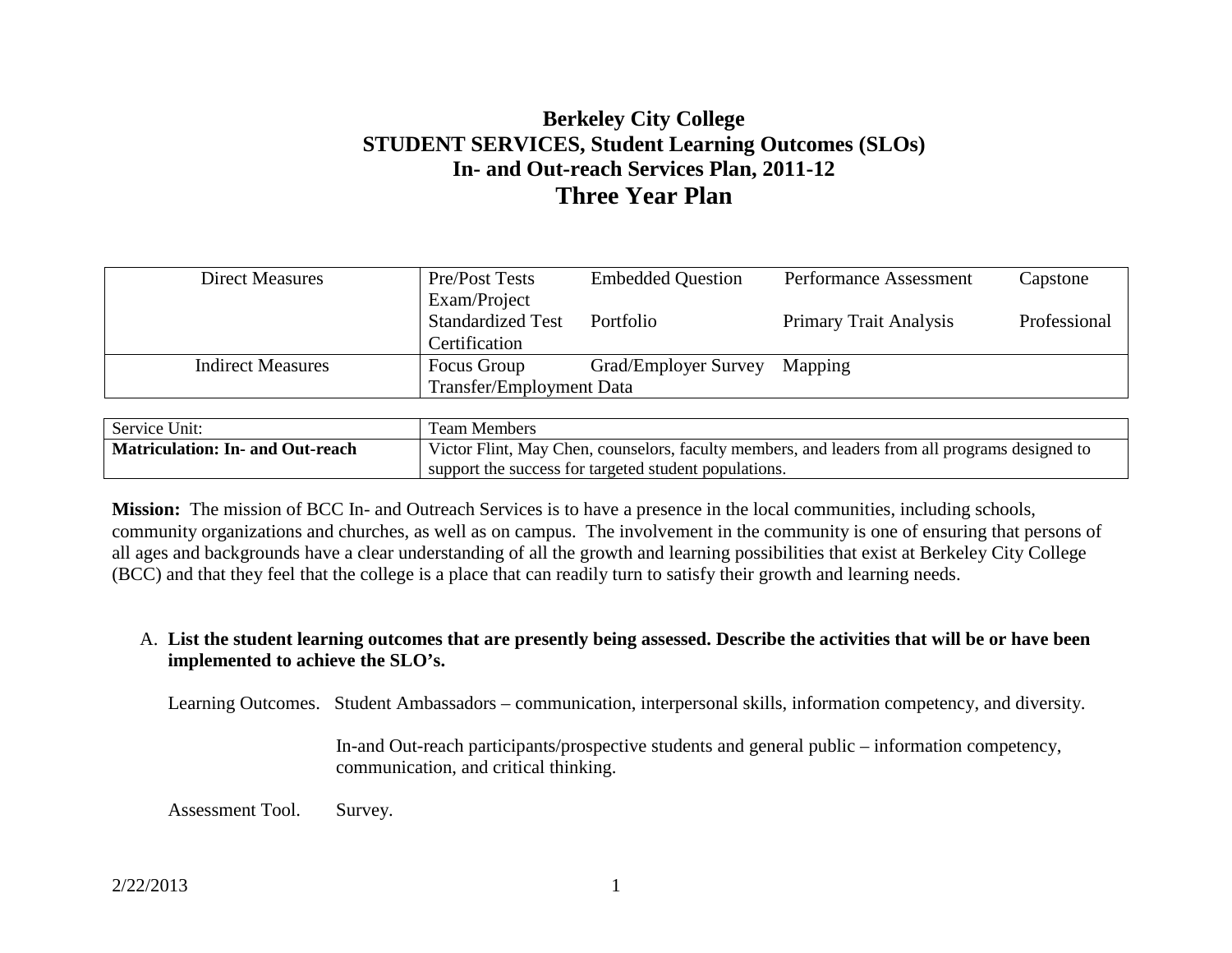# Berkeley City College
## STUDENT SERVICES, Student Learning Outcomes (SLOs)
## In- and Out-reach Services Plan, 2011-12
# Three Year Plan

| Direct Measures | Pre/Post Tests Embedded Question Performance Assessment Capstone Exam/Project Standardized Test Portfolio Primary Trait Analysis Professional Certification |
|---|---|
| Indirect Measures | Focus Group Grad/Employer Survey Mapping Transfer/Employment Data |

| Service Unit: | Team Members |
|---|---|
| **Matriculation: In- and Out-reach** | Victor Flint, May Chen, counselors, faculty members, and leaders from all programs designed to support the success for targeted student populations. |

**Mission:** The mission of BCC In- and Outreach Services is to have a presence in the local communities, including schools, community organizations and churches, as well as on campus. The involvement in the community is one of ensuring that persons of all ages and backgrounds have a clear understanding of all the growth and learning possibilities that exist at Berkeley City College (BCC) and that they feel that the college is a place that can readily turn to satisfy their growth and learning needs.

A. **List the student learning outcomes that are presently being assessed. Describe the activities that will be or have been implemented to achieve the SLO's.**

Learning Outcomes. Student Ambassadors – communication, interpersonal skills, information competency, and diversity.

In-and Out-reach participants/prospective students and general public – information competency, communication, and critical thinking.

Assessment Tool. Survey.

2/22/2013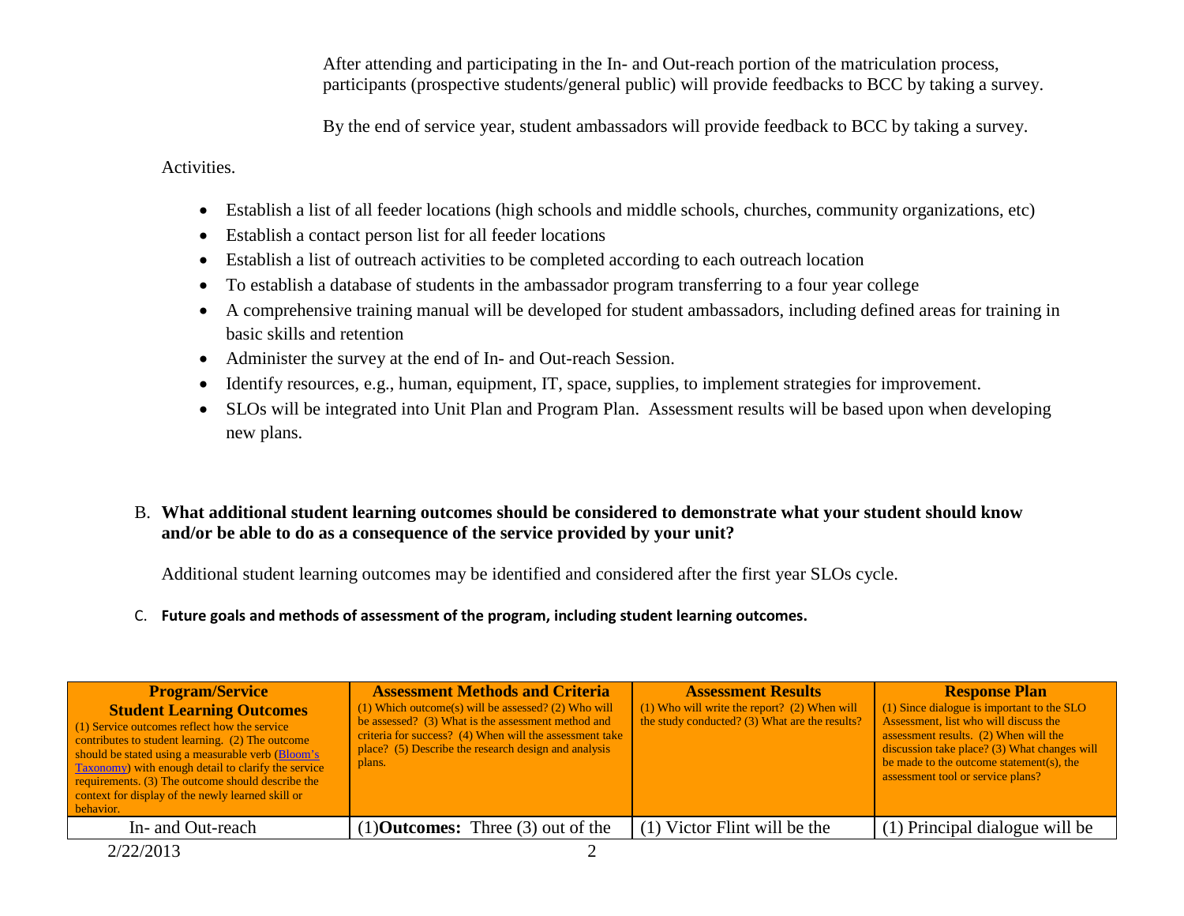After attending and participating in the In- and Out-reach portion of the matriculation process, participants (prospective students/general public) will provide feedbacks to BCC by taking a survey.

By the end of service year, student ambassadors will provide feedback to BCC by taking a survey.

Activities.

- Establish a list of all feeder locations (high schools and middle schools, churches, community organizations, etc)
- Establish a contact person list for all feeder locations
- Establish a list of outreach activities to be completed according to each outreach location
- To establish a database of students in the ambassador program transferring to a four year college
- A comprehensive training manual will be developed for student ambassadors, including defined areas for training in basic skills and retention
- Administer the survey at the end of In- and Out-reach Session.
- Identify resources, e.g., human, equipment, IT, space, supplies, to implement strategies for improvement.
- SLOs will be integrated into Unit Plan and Program Plan. Assessment results will be based upon when developing new plans.

B. **What additional student learning outcomes should be considered to demonstrate what your student should know and/or be able to do as a consequence of the service provided by your unit?**

Additional student learning outcomes may be identified and considered after the first year SLOs cycle.

C. **Future goals and methods of assessment of the program, including student learning outcomes.**

| **Program/Service Student Learning Outcomes** (1) Service outcomes reflect how the service contributes to student learning. (2) The outcome should be stated using a measurable verb (Bloom's Taxonomy) with enough detail to clarify the service requirements. (3) The outcome should describe the context for display of the newly learned skill or behavior. | **Assessment Methods and Criteria** (1) Which outcome(s) will be assessed? (2) Who will be assessed? (3) What is the assessment method and criteria for success? (4) When will the assessment take place? (5) Describe the research design and analysis plans. | **Assessment Results** (1) Who will write the report? (2) When will the study conducted? (3) What are the results? | **Response Plan** (1) Since dialogue is important to the SLO Assessment, list who will discuss the assessment results. (2) When will the discussion take place? (3) What changes will be made to the outcome statement(s), the assessment tool or service plans? |
|---|---|---|---|
| In- and Out-reach | (1)**Outcomes:** Three (3) out of the | (1) Victor Flint will be the | (1) Principal dialogue will be |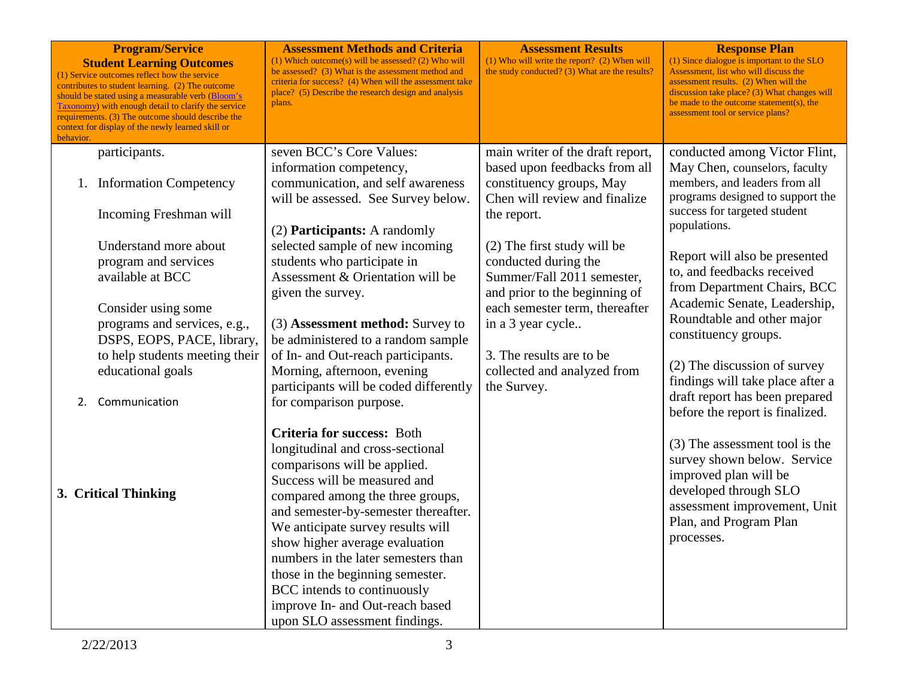| **Program/Service Student Learning Outcomes** (1) Service outcomes reflect how the service contributes to student learning. (2) The outcome should be stated using a measurable verb (Bloom's Taxonomy) with enough detail to clarify the service requirements. (3) The outcome should describe the context for display of the newly learned skill or behavior. | **Assessment Methods and Criteria** (1) Which outcome(s) will be assessed? (2) Who will be assessed? (3) What is the assessment method and criteria for success? (4) When will the assessment take place? (5) Describe the research design and analysis plans. | **Assessment Results** (1) Who will write the report? (2) When will the study conducted? (3) What are the results? | **Response Plan** (1) Since dialogue is important to the SLO Assessment, list who will discuss the assessment results. (2) When will the discussion take place? (3) What changes will be made to the outcome statement(s), the assessment tool or service plans? |
|---|---|---|---|
| participants.<br><br>1. Information Competency<br><br>Incoming Freshman will<br><br>Understand more about program and services available at BCC<br><br>Consider using some programs and services, e.g., DSPS, EOPS, PACE, library, to help students meeting their educational goals<br><br>2. Communication<br><br><br><br>**3. Critical Thinking** | seven BCC's Core Values: information competency, communication, and self awareness will be assessed. See Survey below.<br><br>(2) **Participants:** A randomly selected sample of new incoming students who participate in Assessment & Orientation will be given the survey.<br><br>(3) **Assessment method:** Survey to be administered to a random sample of In- and Out-reach participants. Morning, afternoon, evening participants will be coded differently for comparison purpose.<br><br>**Criteria for success:** Both longitudinal and cross-sectional comparisons will be applied. Success will be measured and compared among the three groups, and semester-by-semester thereafter. We anticipate survey results will show higher average evaluation numbers in the later semesters than those in the beginning semester. BCC intends to continuously improve In- and Out-reach based upon SLO assessment findings. | main writer of the draft report, based upon feedbacks from all constituency groups, May Chen will review and finalize the report.<br><br>(2) The first study will be conducted during the Summer/Fall 2011 semester, and prior to the beginning of each semester term, thereafter in a 3 year cycle..<br><br>3. The results are to be collected and analyzed from the Survey. | conducted among Victor Flint, May Chen, counselors, faculty members, and leaders from all programs designed to support the success for targeted student populations.<br><br>Report will also be presented to, and feedbacks received from Department Chairs, BCC Academic Senate, Leadership, Roundtable and other major constituency groups.<br><br>(2) The discussion of survey findings will take place after a draft report has been prepared before the report is finalized.<br><br>(3) The assessment tool is the survey shown below. Service improved plan will be developed through SLO assessment improvement, Unit Plan, and Program Plan processes. |

2/22/2013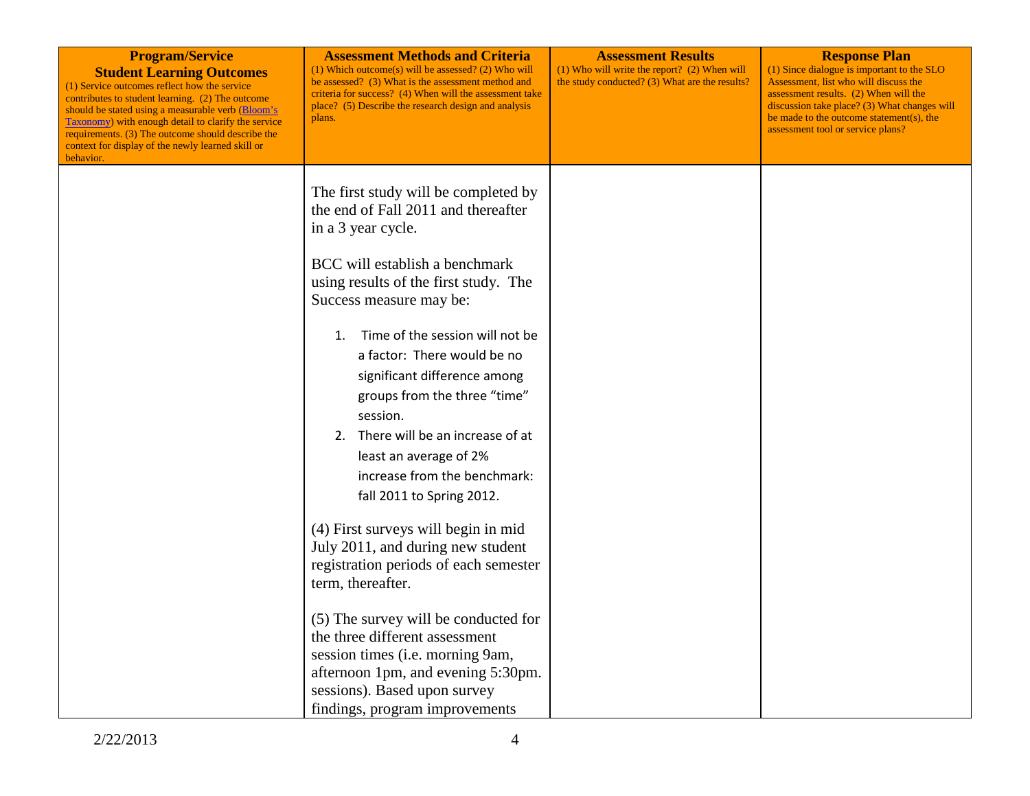| **Program/Service Student Learning Outcomes** (1) Service outcomes reflect how the service contributes to student learning. (2) The outcome should be stated using a measurable verb (Bloom's Taxonomy) with enough detail to clarify the service requirements. (3) The outcome should describe the context for display of the newly learned skill or behavior. | **Assessment Methods and Criteria** (1) Which outcome(s) will be assessed? (2) Who will be assessed? (3) What is the assessment method and criteria for success? (4) When will the assessment take place? (5) Describe the research design and analysis plans. | **Assessment Results** (1) Who will write the report? (2) When will the study conducted? (3) What are the results? | **Response Plan** (1) Since dialogue is important to the SLO Assessment, list who will discuss the assessment results. (2) When will the discussion take place? (3) What changes will be made to the outcome statement(s), the assessment tool or service plans? |
|---|---|---|---|
| | The first study will be completed by the end of Fall 2011 and thereafter in a 3 year cycle.<br><br>BCC will establish a benchmark using results of the first study. The Success measure may be:<br><br>1. Time of the session will not be a factor: There would be no significant difference among groups from the three "time" session.<br>2. There will be an increase of at least an average of 2% increase from the benchmark: fall 2011 to Spring 2012.<br><br>(4) First surveys will begin in mid July 2011, and during new student registration periods of each semester term, thereafter.<br><br>(5) The survey will be conducted for the three different assessment session times (i.e. morning 9am, afternoon 1pm, and evening 5:30pm. sessions). Based upon survey findings, program improvements | | |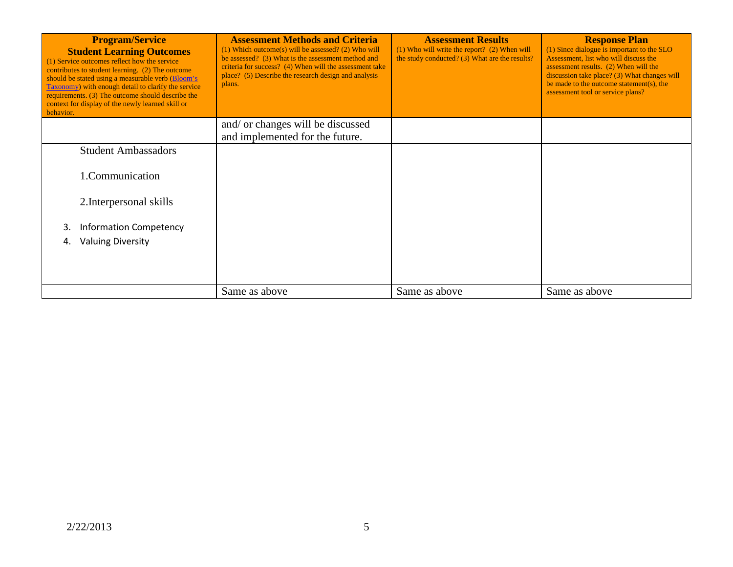| **Program/Service Student Learning Outcomes** (1) Service outcomes reflect how the service contributes to student learning. (2) The outcome should be stated using a measurable verb (Bloom's Taxonomy) with enough detail to clarify the service requirements. (3) The outcome should describe the context for display of the newly learned skill or behavior. | **Assessment Methods and Criteria** (1) Which outcome(s) will be assessed? (2) Who will be assessed? (3) What is the assessment method and criteria for success? (4) When will the assessment take place? (5) Describe the research design and analysis plans. | **Assessment Results** (1) Who will write the report? (2) When will the study conducted? (3) What are the results? | **Response Plan** (1) Since dialogue is important to the SLO Assessment, list who will discuss the assessment results. (2) When will the discussion take place? (3) What changes will be made to the outcome statement(s), the assessment tool or service plans? |
|---|---|---|---|
| | and/ or changes will be discussed and implemented for the future. | | |
| Student Ambassadors<br><br>1.Communication<br><br>2.Interpersonal skills<br><br>3. Information Competency<br>4. Valuing Diversity | | | |
| | Same as above | Same as above | Same as above |

2/22/2013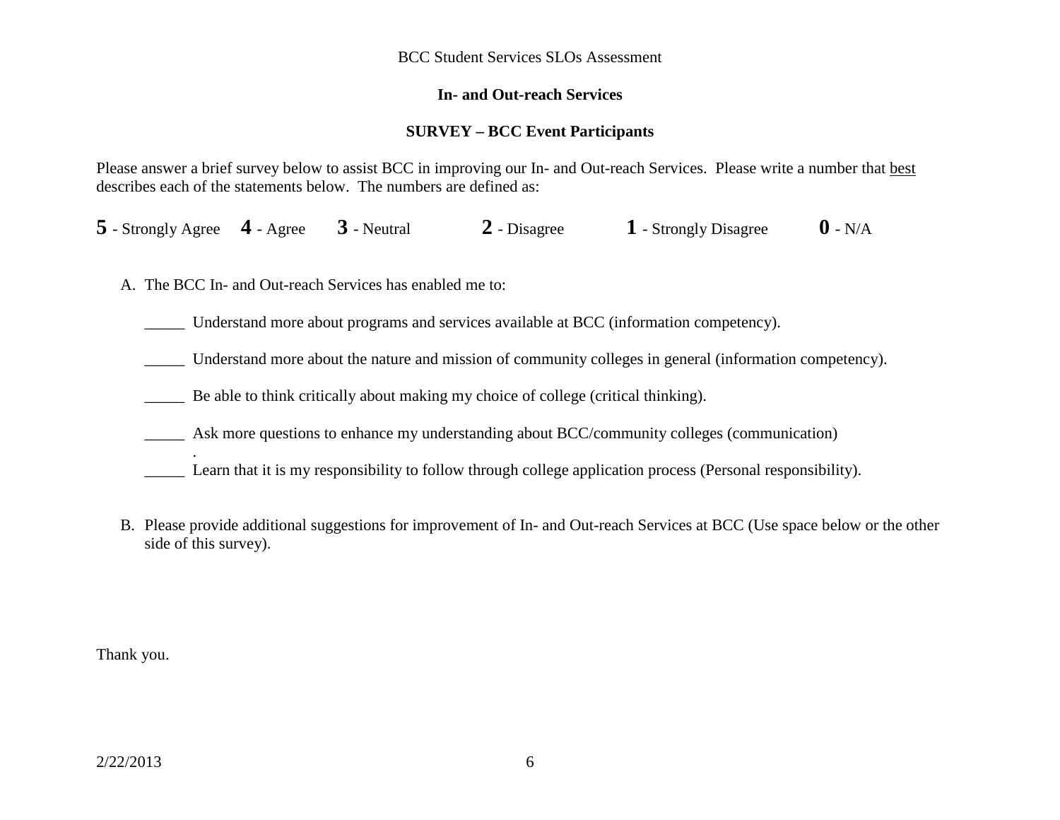BCC Student Services SLOs Assessment

**In- and Out-reach Services**

**SURVEY – BCC Event Participants**

Please answer a brief survey below to assist BCC in improving our In- and Out-reach Services. Please write a number that <u>best</u> describes each of the statements below. The numbers are defined as:

**5** - Strongly Agree **4** - Agree **3** - Neutral **2** - Disagree **1** - Strongly Disagree **0** - N/A

A. The BCC In- and Out-reach Services has enabled me to:

_____ Understand more about programs and services available at BCC (information competency).

_____ Understand more about the nature and mission of community colleges in general (information competency).

_____ Be able to think critically about making my choice of college (critical thinking).

_____ Ask more questions to enhance my understanding about BCC/community colleges (communication)
.

_____ Learn that it is my responsibility to follow through college application process (Personal responsibility).

B. Please provide additional suggestions for improvement of In- and Out-reach Services at BCC (Use space below or the other side of this survey).

Thank you.

2/22/2013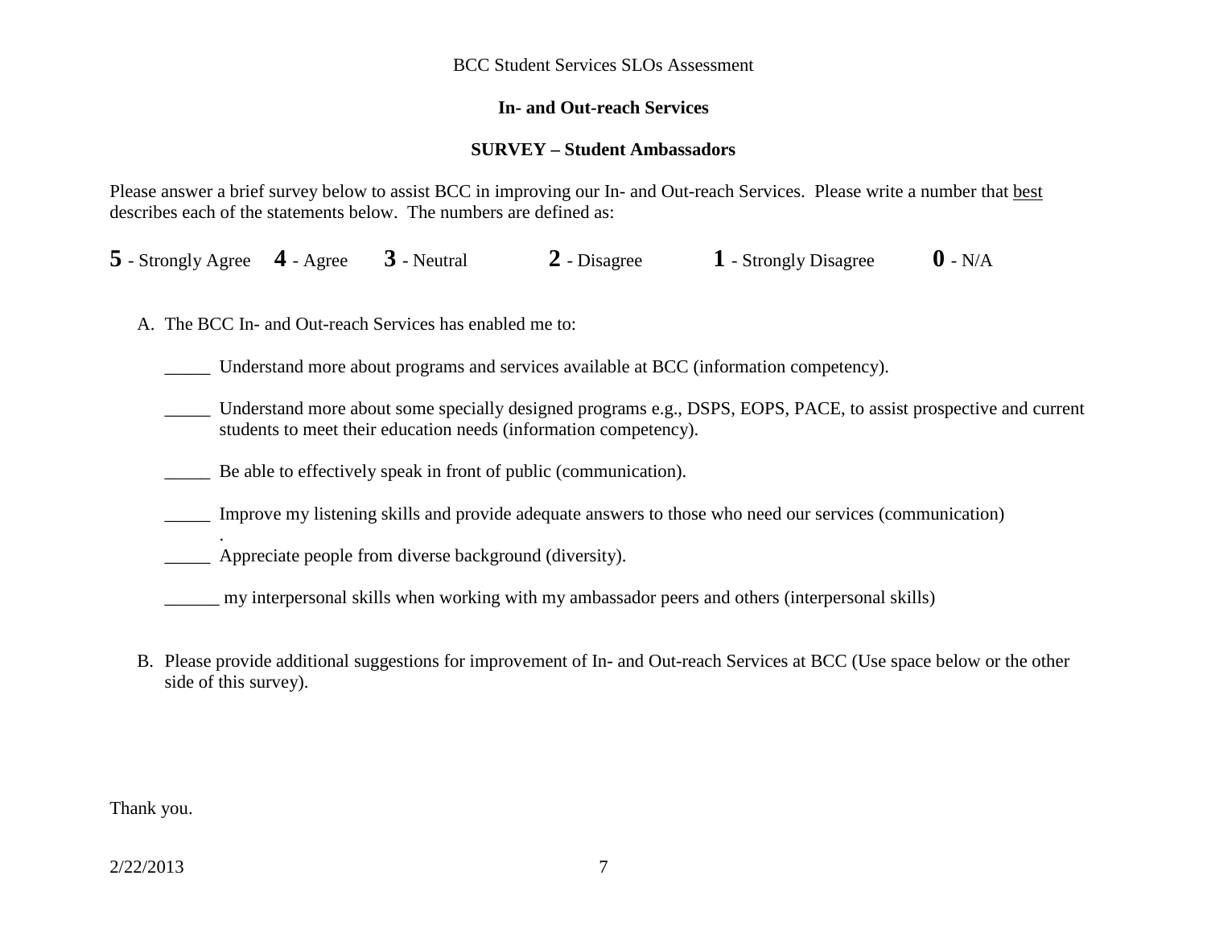BCC Student Services SLOs Assessment

**In- and Out-reach Services**

**SURVEY – Student Ambassadors**

Please answer a brief survey below to assist BCC in improving our In- and Out-reach Services. Please write a number that <u>best</u> describes each of the statements below. The numbers are defined as:

**5** - Strongly Agree **4** - Agree **3** - Neutral **2** - Disagree **1** - Strongly Disagree **0** - N/A

A. The BCC In- and Out-reach Services has enabled me to:

_____ Understand more about programs and services available at BCC (information competency).

_____ Understand more about some specially designed programs e.g., DSPS, EOPS, PACE, to assist prospective and current students to meet their education needs (information competency).

_____ Be able to effectively speak in front of public (communication).

_____ Improve my listening skills and provide adequate answers to those who need our services (communication)
.

_____ Appreciate people from diverse background (diversity).

______ my interpersonal skills when working with my ambassador peers and others (interpersonal skills)

B. Please provide additional suggestions for improvement of In- and Out-reach Services at BCC (Use space below or the other side of this survey).

Thank you.

2/22/2013